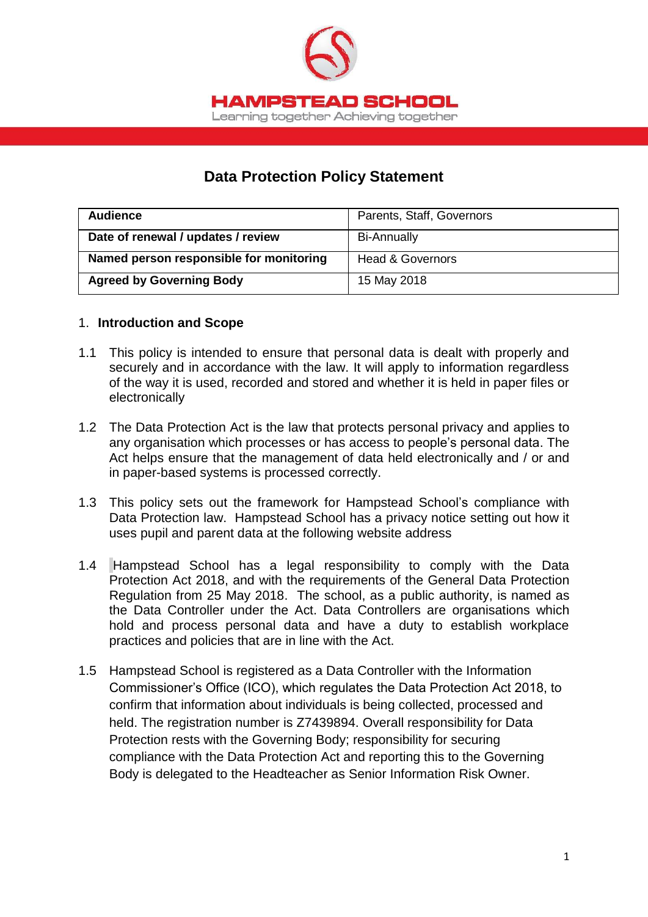HAMPSTEAD SCHOOL

Learning together Achieving together

# Data Protection Policy Statement

| **Audience** | Parents, Staff, Governors |
|---|---|
| **Date of renewal / updates / review** | Bi-Annually |
| **Named person responsible for monitoring** | Head & Governors |
| **Agreed by Governing Body** | 15 May 2018 |

## 1. Introduction and Scope

1.1 This policy is intended to ensure that personal data is dealt with properly and securely and in accordance with the law. It will apply to information regardless of the way it is used, recorded and stored and whether it is held in paper files or electronically

1.2 The Data Protection Act is the law that protects personal privacy and applies to any organisation which processes or has access to people's personal data. The Act helps ensure that the management of data held electronically and / or and in paper-based systems is processed correctly.

1.3 This policy sets out the framework for Hampstead School's compliance with Data Protection law. Hampstead School has a privacy notice setting out how it uses pupil and parent data at the following website address

1.4 Hampstead School has a legal responsibility to comply with the Data Protection Act 2018, and with the requirements of the General Data Protection Regulation from 25 May 2018. The school, as a public authority, is named as the Data Controller under the Act. Data Controllers are organisations which hold and process personal data and have a duty to establish workplace practices and policies that are in line with the Act.

1.5 Hampstead School is registered as a Data Controller with the Information Commissioner's Office (ICO), which regulates the Data Protection Act 2018, to confirm that information about individuals is being collected, processed and held. The registration number is Z7439894. Overall responsibility for Data Protection rests with the Governing Body; responsibility for securing compliance with the Data Protection Act and reporting this to the Governing Body is delegated to the Headteacher as Senior Information Risk Owner.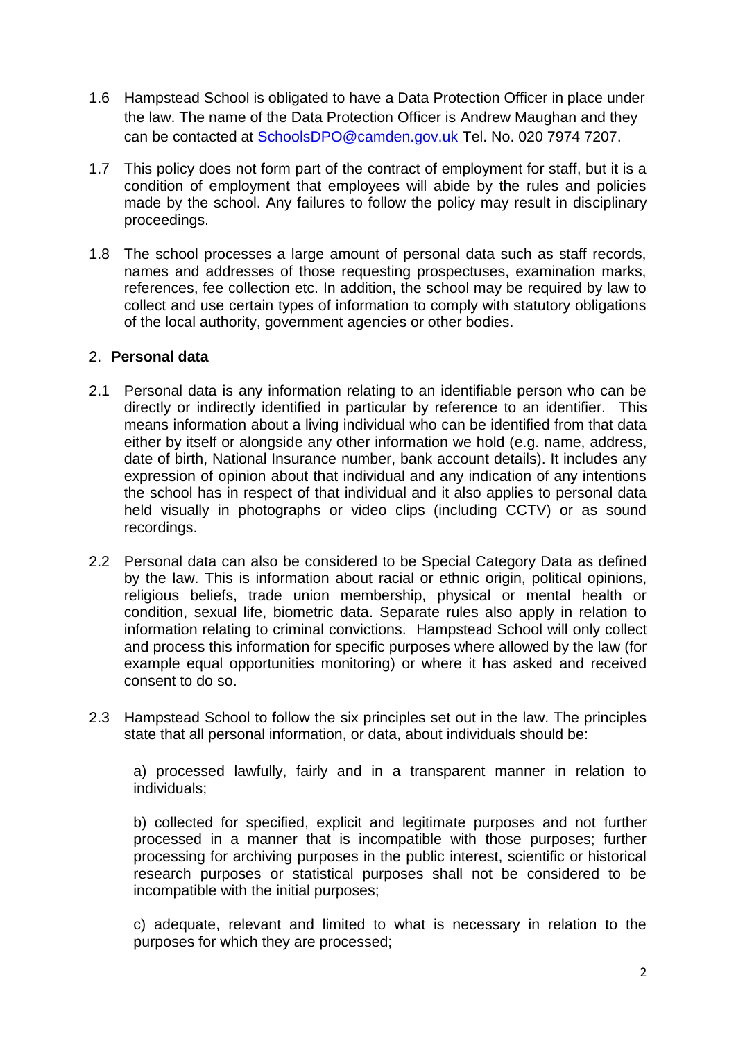1.6 Hampstead School is obligated to have a Data Protection Officer in place under the law. The name of the Data Protection Officer is Andrew Maughan and they can be contacted at SchoolsDPO@camden.gov.uk Tel. No. 020 7974 7207.

1.7 This policy does not form part of the contract of employment for staff, but it is a condition of employment that employees will abide by the rules and policies made by the school. Any failures to follow the policy may result in disciplinary proceedings.

1.8 The school processes a large amount of personal data such as staff records, names and addresses of those requesting prospectuses, examination marks, references, fee collection etc. In addition, the school may be required by law to collect and use certain types of information to comply with statutory obligations of the local authority, government agencies or other bodies.

## 2. **Personal data**

2.1 Personal data is any information relating to an identifiable person who can be directly or indirectly identified in particular by reference to an identifier. This means information about a living individual who can be identified from that data either by itself or alongside any other information we hold (e.g. name, address, date of birth, National Insurance number, bank account details). It includes any expression of opinion about that individual and any indication of any intentions the school has in respect of that individual and it also applies to personal data held visually in photographs or video clips (including CCTV) or as sound recordings.

2.2 Personal data can also be considered to be Special Category Data as defined by the law. This is information about racial or ethnic origin, political opinions, religious beliefs, trade union membership, physical or mental health or condition, sexual life, biometric data. Separate rules also apply in relation to information relating to criminal convictions. Hampstead School will only collect and process this information for specific purposes where allowed by the law (for example equal opportunities monitoring) or where it has asked and received consent to do so.

2.3 Hampstead School to follow the six principles set out in the law. The principles state that all personal information, or data, about individuals should be:

a) processed lawfully, fairly and in a transparent manner in relation to individuals;

b) collected for specified, explicit and legitimate purposes and not further processed in a manner that is incompatible with those purposes; further processing for archiving purposes in the public interest, scientific or historical research purposes or statistical purposes shall not be considered to be incompatible with the initial purposes;

c) adequate, relevant and limited to what is necessary in relation to the purposes for which they are processed;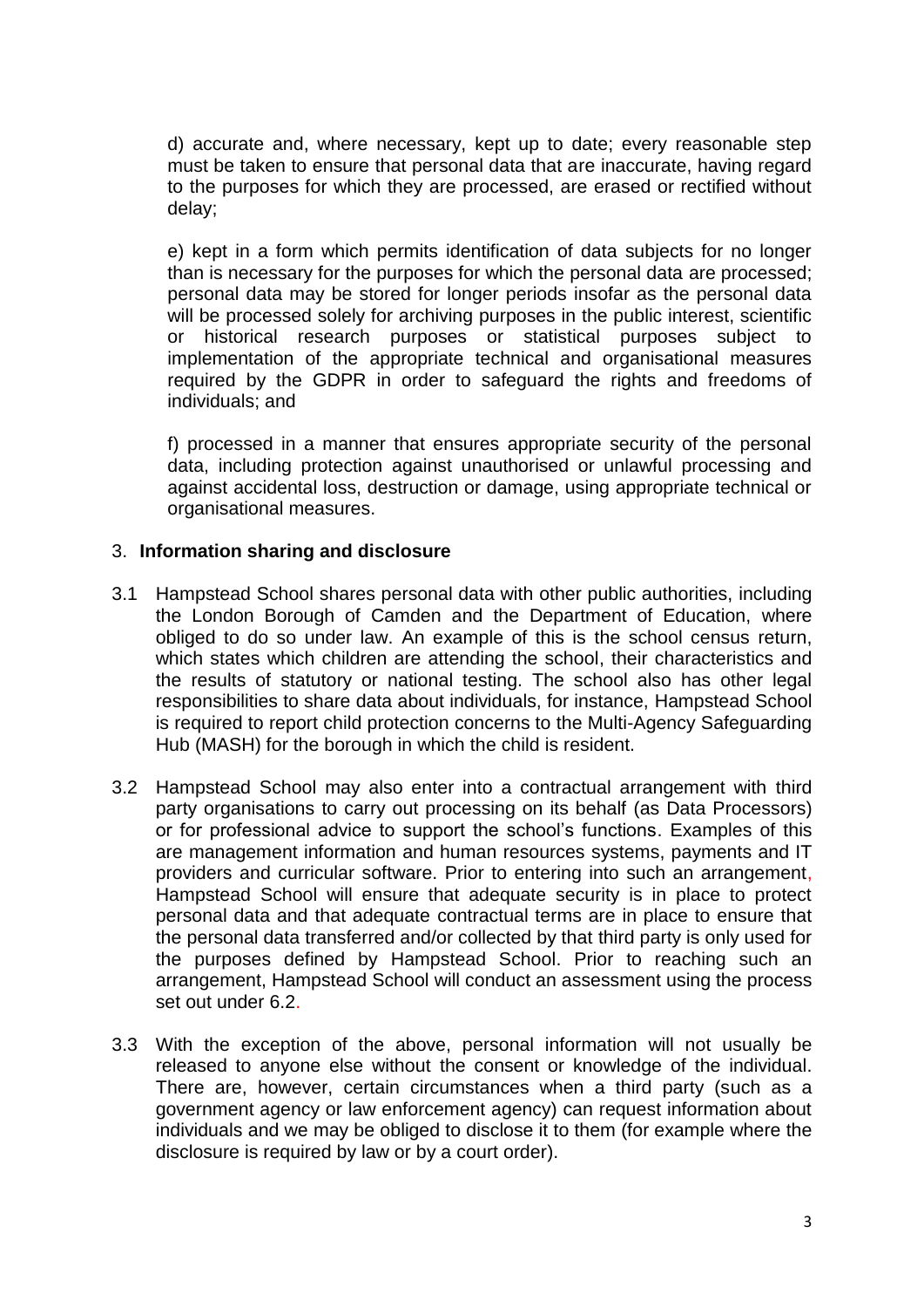d) accurate and, where necessary, kept up to date; every reasonable step must be taken to ensure that personal data that are inaccurate, having regard to the purposes for which they are processed, are erased or rectified without delay;

e) kept in a form which permits identification of data subjects for no longer than is necessary for the purposes for which the personal data are processed; personal data may be stored for longer periods insofar as the personal data will be processed solely for archiving purposes in the public interest, scientific or historical research purposes or statistical purposes subject to implementation of the appropriate technical and organisational measures required by the GDPR in order to safeguard the rights and freedoms of individuals; and

f) processed in a manner that ensures appropriate security of the personal data, including protection against unauthorised or unlawful processing and against accidental loss, destruction or damage, using appropriate technical or organisational measures.

## 3. **Information sharing and disclosure**

3.1 Hampstead School shares personal data with other public authorities, including the London Borough of Camden and the Department of Education, where obliged to do so under law. An example of this is the school census return, which states which children are attending the school, their characteristics and the results of statutory or national testing. The school also has other legal responsibilities to share data about individuals, for instance, Hampstead School is required to report child protection concerns to the Multi-Agency Safeguarding Hub (MASH) for the borough in which the child is resident.

3.2 Hampstead School may also enter into a contractual arrangement with third party organisations to carry out processing on its behalf (as Data Processors) or for professional advice to support the school's functions. Examples of this are management information and human resources systems, payments and IT providers and curricular software. Prior to entering into such an arrangement, Hampstead School will ensure that adequate security is in place to protect personal data and that adequate contractual terms are in place to ensure that the personal data transferred and/or collected by that third party is only used for the purposes defined by Hampstead School. Prior to reaching such an arrangement, Hampstead School will conduct an assessment using the process set out under 6.2.

3.3 With the exception of the above, personal information will not usually be released to anyone else without the consent or knowledge of the individual. There are, however, certain circumstances when a third party (such as a government agency or law enforcement agency) can request information about individuals and we may be obliged to disclose it to them (for example where the disclosure is required by law or by a court order).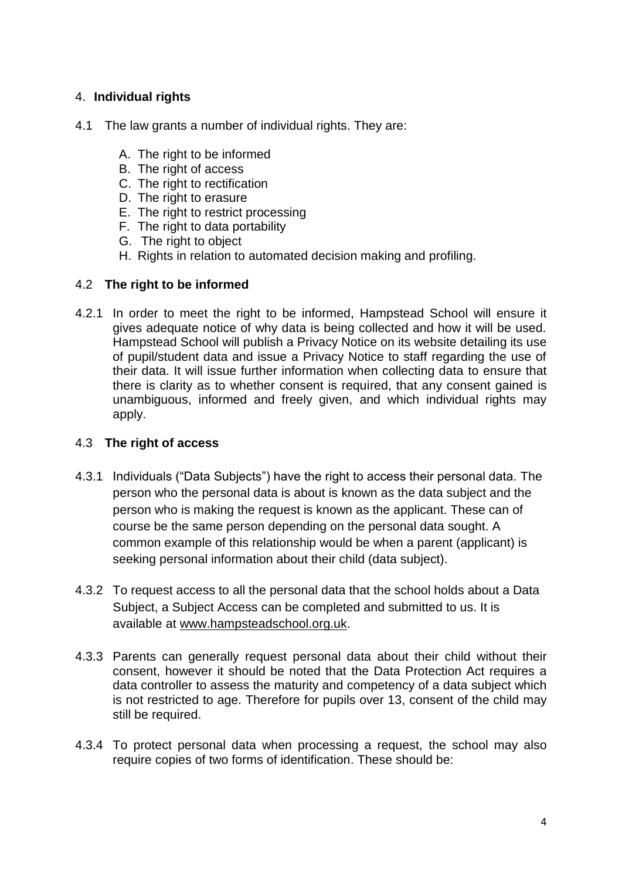## 4. **Individual rights**

4.1 The law grants a number of individual rights. They are:

A. The right to be informed
B. The right of access
C. The right to rectification
D. The right to erasure
E. The right to restrict processing
F. The right to data portability
G. The right to object
H. Rights in relation to automated decision making and profiling.

### 4.2 **The right to be informed**

4.2.1 In order to meet the right to be informed, Hampstead School will ensure it gives adequate notice of why data is being collected and how it will be used. Hampstead School will publish a Privacy Notice on its website detailing its use of pupil/student data and issue a Privacy Notice to staff regarding the use of their data. It will issue further information when collecting data to ensure that there is clarity as to whether consent is required, that any consent gained is unambiguous, informed and freely given, and which individual rights may apply.

### 4.3 **The right of access**

4.3.1 Individuals ("Data Subjects") have the right to access their personal data. The person who the personal data is about is known as the data subject and the person who is making the request is known as the applicant. These can of course be the same person depending on the personal data sought. A common example of this relationship would be when a parent (applicant) is seeking personal information about their child (data subject).

4.3.2 To request access to all the personal data that the school holds about a Data Subject, a Subject Access can be completed and submitted to us. It is available at www.hampsteadschool.org.uk.

4.3.3 Parents can generally request personal data about their child without their consent, however it should be noted that the Data Protection Act requires a data controller to assess the maturity and competency of a data subject which is not restricted to age. Therefore for pupils over 13, consent of the child may still be required.

4.3.4 To protect personal data when processing a request, the school may also require copies of two forms of identification. These should be: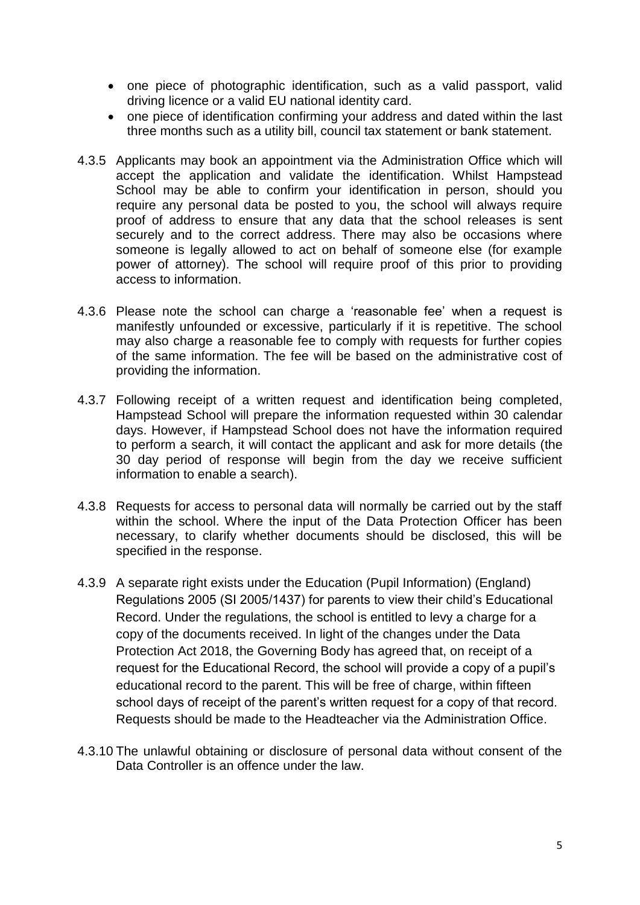- one piece of photographic identification, such as a valid passport, valid driving licence or a valid EU national identity card.
- one piece of identification confirming your address and dated within the last three months such as a utility bill, council tax statement or bank statement.

4.3.5 Applicants may book an appointment via the Administration Office which will accept the application and validate the identification. Whilst Hampstead School may be able to confirm your identification in person, should you require any personal data be posted to you, the school will always require proof of address to ensure that any data that the school releases is sent securely and to the correct address. There may also be occasions where someone is legally allowed to act on behalf of someone else (for example power of attorney). The school will require proof of this prior to providing access to information.

4.3.6 Please note the school can charge a 'reasonable fee' when a request is manifestly unfounded or excessive, particularly if it is repetitive. The school may also charge a reasonable fee to comply with requests for further copies of the same information. The fee will be based on the administrative cost of providing the information.

4.3.7 Following receipt of a written request and identification being completed, Hampstead School will prepare the information requested within 30 calendar days. However, if Hampstead School does not have the information required to perform a search, it will contact the applicant and ask for more details (the 30 day period of response will begin from the day we receive sufficient information to enable a search).

4.3.8 Requests for access to personal data will normally be carried out by the staff within the school. Where the input of the Data Protection Officer has been necessary, to clarify whether documents should be disclosed, this will be specified in the response.

4.3.9 A separate right exists under the Education (Pupil Information) (England) Regulations 2005 (SI 2005/1437) for parents to view their child's Educational Record. Under the regulations, the school is entitled to levy a charge for a copy of the documents received. In light of the changes under the Data Protection Act 2018, the Governing Body has agreed that, on receipt of a request for the Educational Record, the school will provide a copy of a pupil's educational record to the parent. This will be free of charge, within fifteen school days of receipt of the parent's written request for a copy of that record. Requests should be made to the Headteacher via the Administration Office.

4.3.10 The unlawful obtaining or disclosure of personal data without consent of the Data Controller is an offence under the law.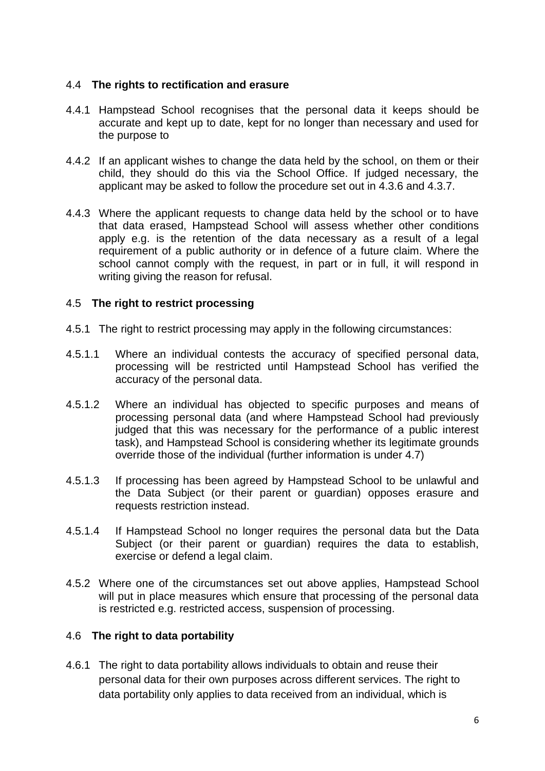### 4.4 The rights to rectification and erasure

4.4.1 Hampstead School recognises that the personal data it keeps should be accurate and kept up to date, kept for no longer than necessary and used for the purpose to

4.4.2 If an applicant wishes to change the data held by the school, on them or their child, they should do this via the School Office. If judged necessary, the applicant may be asked to follow the procedure set out in 4.3.6 and 4.3.7.

4.4.3 Where the applicant requests to change data held by the school or to have that data erased, Hampstead School will assess whether other conditions apply e.g. is the retention of the data necessary as a result of a legal requirement of a public authority or in defence of a future claim. Where the school cannot comply with the request, in part or in full, it will respond in writing giving the reason for refusal.

### 4.5 The right to restrict processing

4.5.1 The right to restrict processing may apply in the following circumstances:

4.5.1.1 Where an individual contests the accuracy of specified personal data, processing will be restricted until Hampstead School has verified the accuracy of the personal data.

4.5.1.2 Where an individual has objected to specific purposes and means of processing personal data (and where Hampstead School had previously judged that this was necessary for the performance of a public interest task), and Hampstead School is considering whether its legitimate grounds override those of the individual (further information is under 4.7)

4.5.1.3 If processing has been agreed by Hampstead School to be unlawful and the Data Subject (or their parent or guardian) opposes erasure and requests restriction instead.

4.5.1.4 If Hampstead School no longer requires the personal data but the Data Subject (or their parent or guardian) requires the data to establish, exercise or defend a legal claim.

4.5.2 Where one of the circumstances set out above applies, Hampstead School will put in place measures which ensure that processing of the personal data is restricted e.g. restricted access, suspension of processing.

### 4.6 The right to data portability

4.6.1 The right to data portability allows individuals to obtain and reuse their personal data for their own purposes across different services. The right to data portability only applies to data received from an individual, which is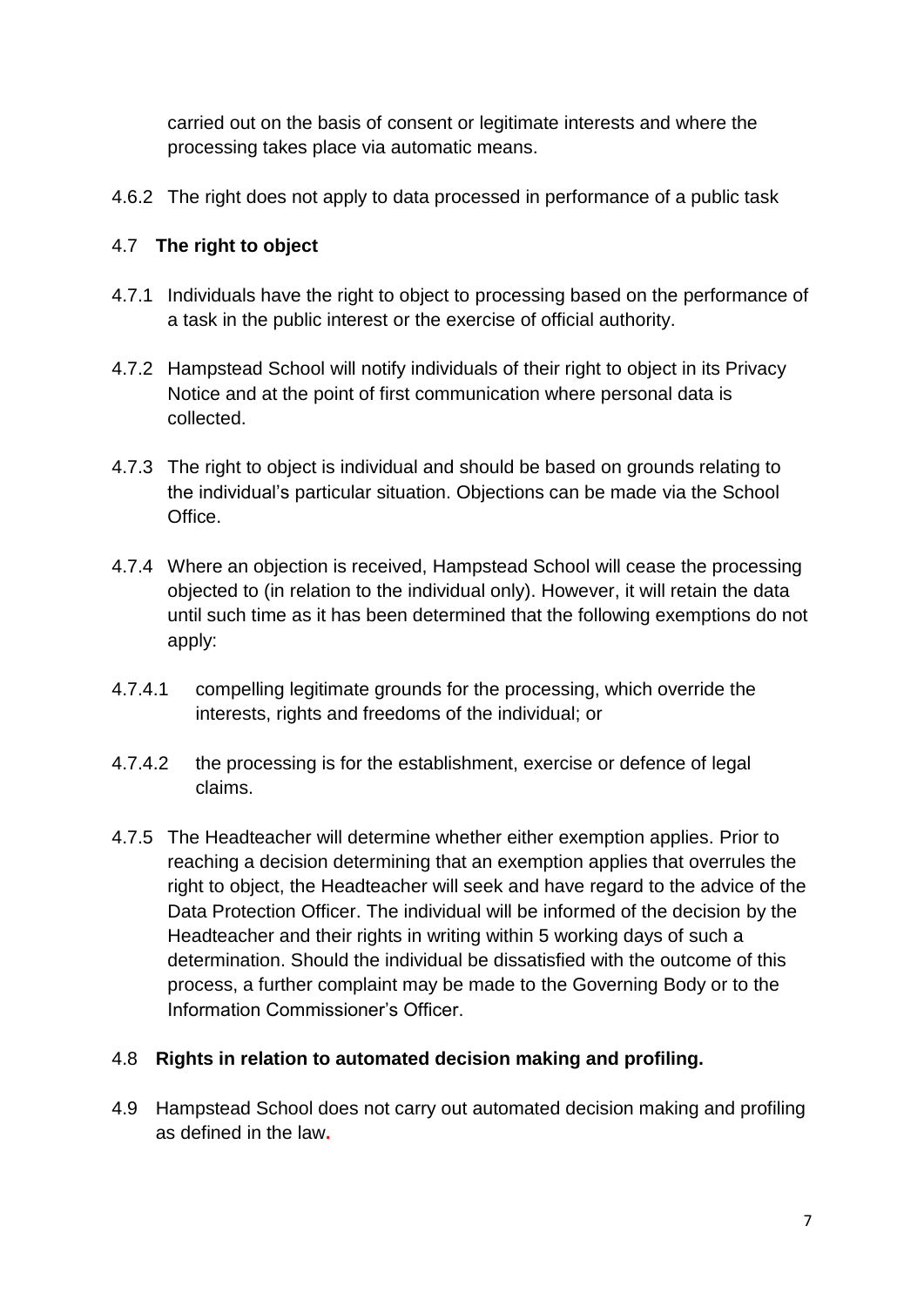carried out on the basis of consent or legitimate interests and where the processing takes place via automatic means.

4.6.2 The right does not apply to data processed in performance of a public task

### 4.7 **The right to object**

4.7.1 Individuals have the right to object to processing based on the performance of a task in the public interest or the exercise of official authority.

4.7.2 Hampstead School will notify individuals of their right to object in its Privacy Notice and at the point of first communication where personal data is collected.

4.7.3 The right to object is individual and should be based on grounds relating to the individual's particular situation. Objections can be made via the School Office.

4.7.4 Where an objection is received, Hampstead School will cease the processing objected to (in relation to the individual only). However, it will retain the data until such time as it has been determined that the following exemptions do not apply:

4.7.4.1 compelling legitimate grounds for the processing, which override the interests, rights and freedoms of the individual; or

4.7.4.2 the processing is for the establishment, exercise or defence of legal claims.

4.7.5 The Headteacher will determine whether either exemption applies. Prior to reaching a decision determining that an exemption applies that overrules the right to object, the Headteacher will seek and have regard to the advice of the Data Protection Officer. The individual will be informed of the decision by the Headteacher and their rights in writing within 5 working days of such a determination. Should the individual be dissatisfied with the outcome of this process, a further complaint may be made to the Governing Body or to the Information Commissioner's Officer.

### 4.8 **Rights in relation to automated decision making and profiling.**

4.9 Hampstead School does not carry out automated decision making and profiling as defined in the law.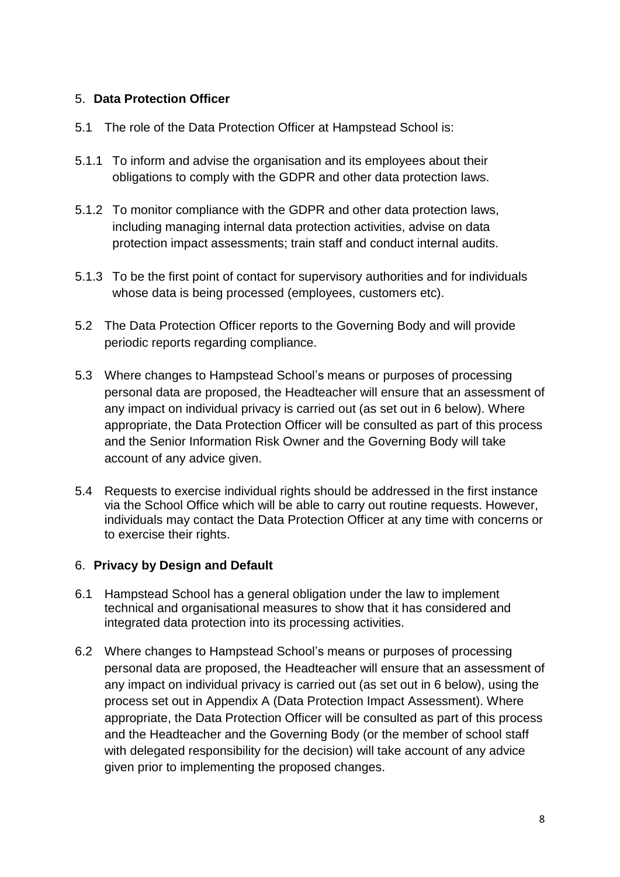## 5. **Data Protection Officer**

5.1 The role of the Data Protection Officer at Hampstead School is:

5.1.1 To inform and advise the organisation and its employees about their obligations to comply with the GDPR and other data protection laws.

5.1.2 To monitor compliance with the GDPR and other data protection laws, including managing internal data protection activities, advise on data protection impact assessments; train staff and conduct internal audits.

5.1.3 To be the first point of contact for supervisory authorities and for individuals whose data is being processed (employees, customers etc).

5.2 The Data Protection Officer reports to the Governing Body and will provide periodic reports regarding compliance.

5.3 Where changes to Hampstead School's means or purposes of processing personal data are proposed, the Headteacher will ensure that an assessment of any impact on individual privacy is carried out (as set out in 6 below). Where appropriate, the Data Protection Officer will be consulted as part of this process and the Senior Information Risk Owner and the Governing Body will take account of any advice given.

5.4 Requests to exercise individual rights should be addressed in the first instance via the School Office which will be able to carry out routine requests. However, individuals may contact the Data Protection Officer at any time with concerns or to exercise their rights.

## 6. **Privacy by Design and Default**

6.1 Hampstead School has a general obligation under the law to implement technical and organisational measures to show that it has considered and integrated data protection into its processing activities.

6.2 Where changes to Hampstead School's means or purposes of processing personal data are proposed, the Headteacher will ensure that an assessment of any impact on individual privacy is carried out (as set out in 6 below), using the process set out in Appendix A (Data Protection Impact Assessment). Where appropriate, the Data Protection Officer will be consulted as part of this process and the Headteacher and the Governing Body (or the member of school staff with delegated responsibility for the decision) will take account of any advice given prior to implementing the proposed changes.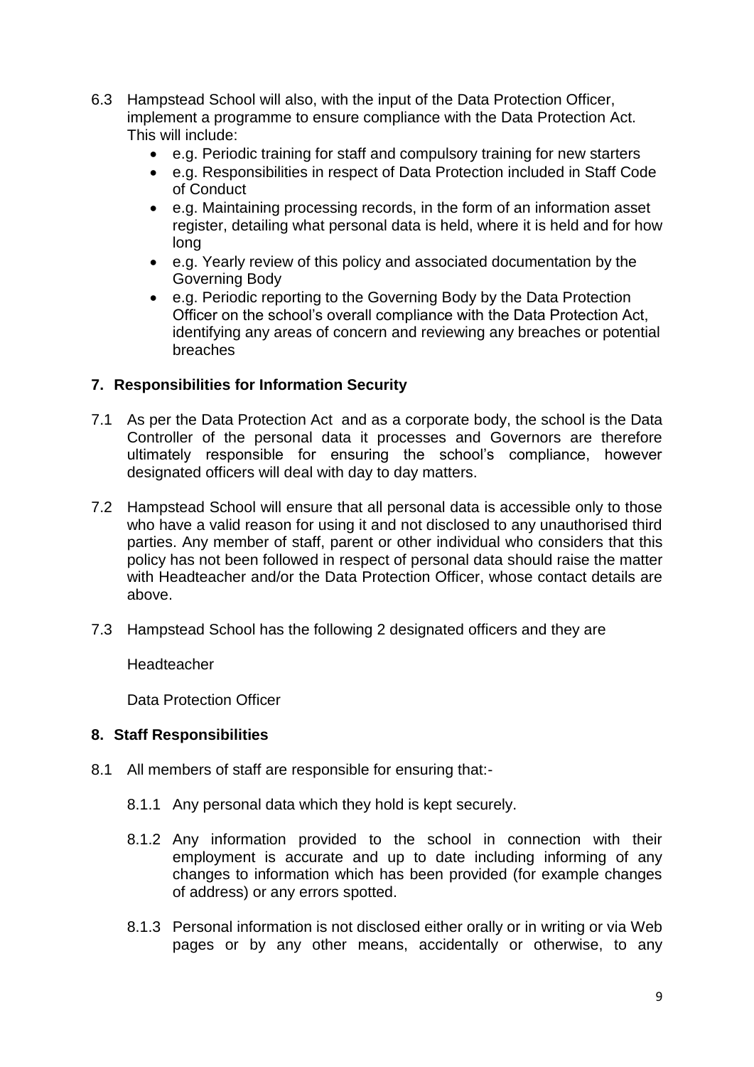6.3 Hampstead School will also, with the input of the Data Protection Officer, implement a programme to ensure compliance with the Data Protection Act. This will include:

- e.g. Periodic training for staff and compulsory training for new starters
- e.g. Responsibilities in respect of Data Protection included in Staff Code of Conduct
- e.g. Maintaining processing records, in the form of an information asset register, detailing what personal data is held, where it is held and for how long
- e.g. Yearly review of this policy and associated documentation by the Governing Body
- e.g. Periodic reporting to the Governing Body by the Data Protection Officer on the school's overall compliance with the Data Protection Act, identifying any areas of concern and reviewing any breaches or potential breaches

## 7. Responsibilities for Information Security

7.1 As per the Data Protection Act and as a corporate body, the school is the Data Controller of the personal data it processes and Governors are therefore ultimately responsible for ensuring the school's compliance, however designated officers will deal with day to day matters.

7.2 Hampstead School will ensure that all personal data is accessible only to those who have a valid reason for using it and not disclosed to any unauthorised third parties. Any member of staff, parent or other individual who considers that this policy has not been followed in respect of personal data should raise the matter with Headteacher and/or the Data Protection Officer, whose contact details are above.

7.3 Hampstead School has the following 2 designated officers and they are

Headteacher

Data Protection Officer

## 8. Staff Responsibilities

8.1 All members of staff are responsible for ensuring that:-

8.1.1 Any personal data which they hold is kept securely.

8.1.2 Any information provided to the school in connection with their employment is accurate and up to date including informing of any changes to information which has been provided (for example changes of address) or any errors spotted.

8.1.3 Personal information is not disclosed either orally or in writing or via Web pages or by any other means, accidentally or otherwise, to any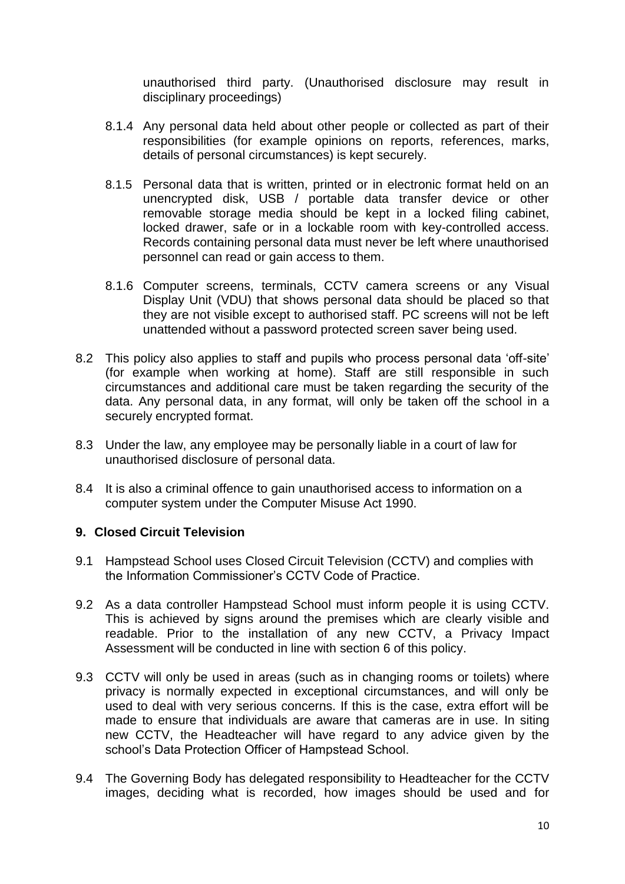unauthorised third party. (Unauthorised disclosure may result in disciplinary proceedings)

8.1.4 Any personal data held about other people or collected as part of their responsibilities (for example opinions on reports, references, marks, details of personal circumstances) is kept securely.

8.1.5 Personal data that is written, printed or in electronic format held on an unencrypted disk, USB / portable data transfer device or other removable storage media should be kept in a locked filing cabinet, locked drawer, safe or in a lockable room with key-controlled access. Records containing personal data must never be left where unauthorised personnel can read or gain access to them.

8.1.6 Computer screens, terminals, CCTV camera screens or any Visual Display Unit (VDU) that shows personal data should be placed so that they are not visible except to authorised staff. PC screens will not be left unattended without a password protected screen saver being used.

8.2 This policy also applies to staff and pupils who process personal data 'off-site' (for example when working at home). Staff are still responsible in such circumstances and additional care must be taken regarding the security of the data. Any personal data, in any format, will only be taken off the school in a securely encrypted format.

8.3 Under the law, any employee may be personally liable in a court of law for unauthorised disclosure of personal data.

8.4 It is also a criminal offence to gain unauthorised access to information on a computer system under the Computer Misuse Act 1990.

## 9. Closed Circuit Television

9.1 Hampstead School uses Closed Circuit Television (CCTV) and complies with the Information Commissioner's CCTV Code of Practice.

9.2 As a data controller Hampstead School must inform people it is using CCTV. This is achieved by signs around the premises which are clearly visible and readable. Prior to the installation of any new CCTV, a Privacy Impact Assessment will be conducted in line with section 6 of this policy.

9.3 CCTV will only be used in areas (such as in changing rooms or toilets) where privacy is normally expected in exceptional circumstances, and will only be used to deal with very serious concerns. If this is the case, extra effort will be made to ensure that individuals are aware that cameras are in use. In siting new CCTV, the Headteacher will have regard to any advice given by the school's Data Protection Officer of Hampstead School.

9.4 The Governing Body has delegated responsibility to Headteacher for the CCTV images, deciding what is recorded, how images should be used and for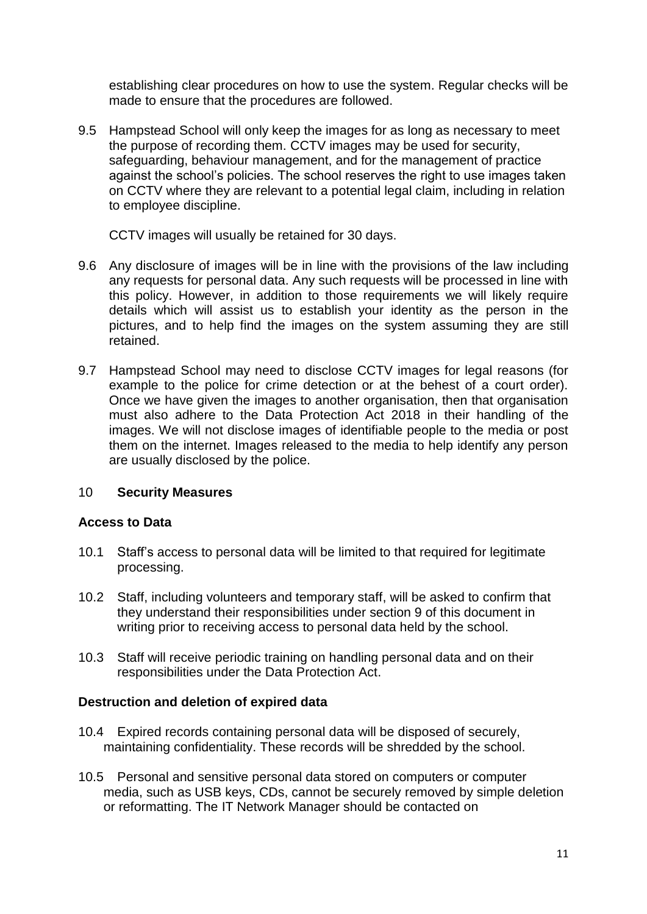establishing clear procedures on how to use the system. Regular checks will be made to ensure that the procedures are followed.

9.5 Hampstead School will only keep the images for as long as necessary to meet the purpose of recording them. CCTV images may be used for security, safeguarding, behaviour management, and for the management of practice against the school's policies. The school reserves the right to use images taken on CCTV where they are relevant to a potential legal claim, including in relation to employee discipline.

CCTV images will usually be retained for 30 days.

9.6 Any disclosure of images will be in line with the provisions of the law including any requests for personal data. Any such requests will be processed in line with this policy. However, in addition to those requirements we will likely require details which will assist us to establish your identity as the person in the pictures, and to help find the images on the system assuming they are still retained.

9.7 Hampstead School may need to disclose CCTV images for legal reasons (for example to the police for crime detection or at the behest of a court order). Once we have given the images to another organisation, then that organisation must also adhere to the Data Protection Act 2018 in their handling of the images. We will not disclose images of identifiable people to the media or post them on the internet. Images released to the media to help identify any person are usually disclosed by the police.

## 10 Security Measures

### Access to Data

10.1 Staff's access to personal data will be limited to that required for legitimate processing.

10.2 Staff, including volunteers and temporary staff, will be asked to confirm that they understand their responsibilities under section 9 of this document in writing prior to receiving access to personal data held by the school.

10.3 Staff will receive periodic training on handling personal data and on their responsibilities under the Data Protection Act.

### Destruction and deletion of expired data

10.4 Expired records containing personal data will be disposed of securely, maintaining confidentiality. These records will be shredded by the school.

10.5 Personal and sensitive personal data stored on computers or computer media, such as USB keys, CDs, cannot be securely removed by simple deletion or reformatting. The IT Network Manager should be contacted on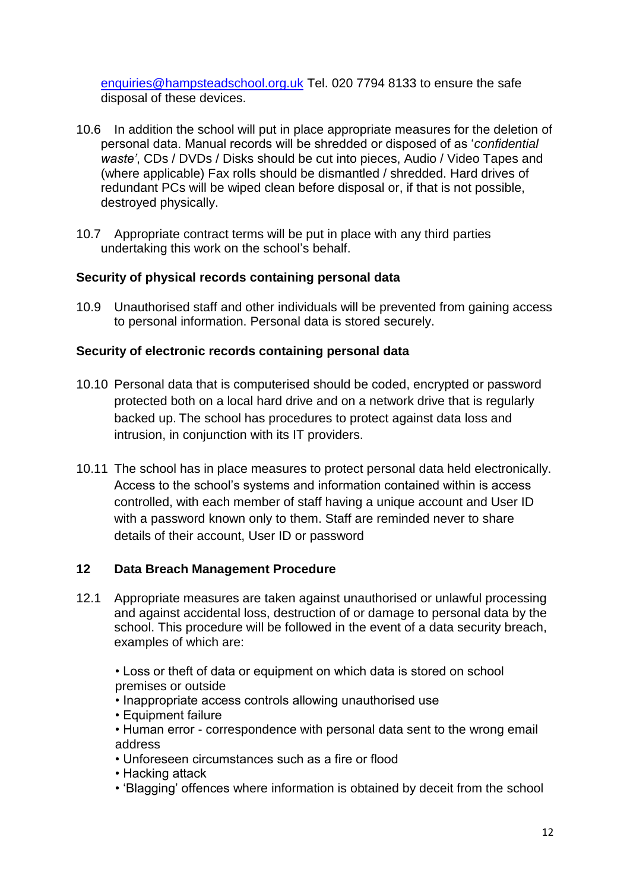enquiries@hampsteadschool.org.uk Tel. 020 7794 8133 to ensure the safe disposal of these devices.

10.6 In addition the school will put in place appropriate measures for the deletion of personal data. Manual records will be shredded or disposed of as '*confidential waste'*, CDs / DVDs / Disks should be cut into pieces, Audio / Video Tapes and (where applicable) Fax rolls should be dismantled / shredded. Hard drives of redundant PCs will be wiped clean before disposal or, if that is not possible, destroyed physically.

10.7 Appropriate contract terms will be put in place with any third parties undertaking this work on the school's behalf.

**Security of physical records containing personal data**

10.9 Unauthorised staff and other individuals will be prevented from gaining access to personal information. Personal data is stored securely.

**Security of electronic records containing personal data**

10.10 Personal data that is computerised should be coded, encrypted or password protected both on a local hard drive and on a network drive that is regularly backed up. The school has procedures to protect against data loss and intrusion, in conjunction with its IT providers.

10.11 The school has in place measures to protect personal data held electronically. Access to the school's systems and information contained within is access controlled, with each member of staff having a unique account and User ID with a password known only to them. Staff are reminded never to share details of their account, User ID or password

## 12 Data Breach Management Procedure

12.1 Appropriate measures are taken against unauthorised or unlawful processing and against accidental loss, destruction of or damage to personal data by the school. This procedure will be followed in the event of a data security breach, examples of which are:

- Loss or theft of data or equipment on which data is stored on school premises or outside
- Inappropriate access controls allowing unauthorised use
- Equipment failure
- Human error - correspondence with personal data sent to the wrong email address
- Unforeseen circumstances such as a fire or flood
- Hacking attack
- 'Blagging' offences where information is obtained by deceit from the school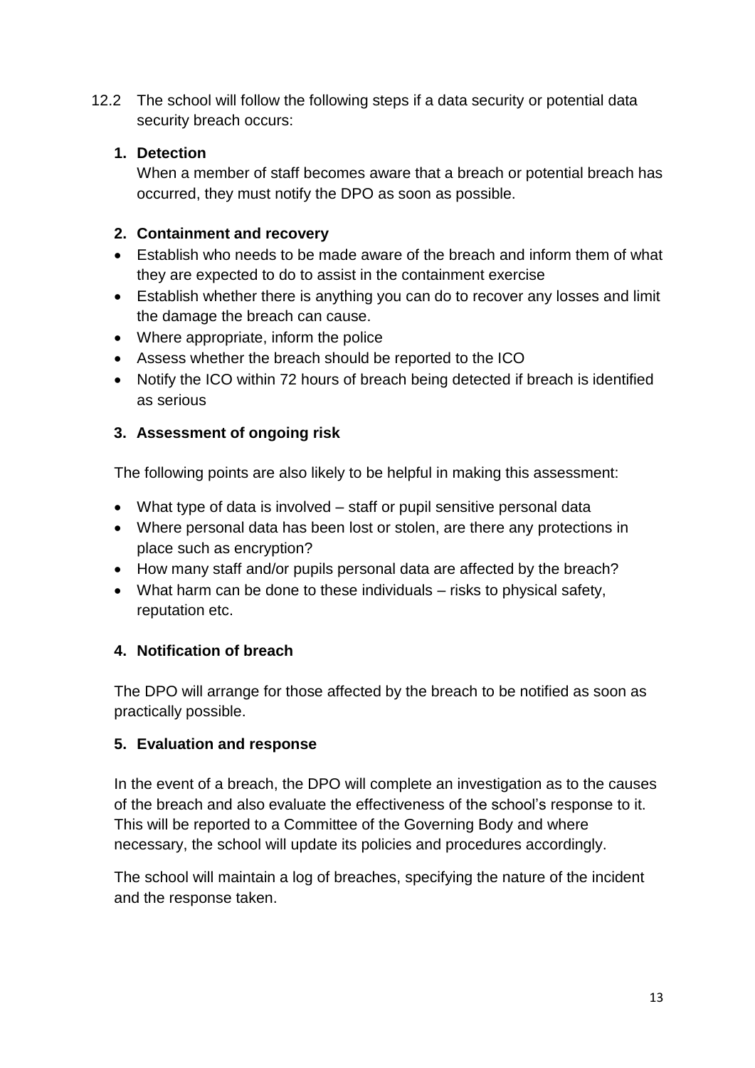12.2 The school will follow the following steps if a data security or potential data security breach occurs:

1. **Detection**

   When a member of staff becomes aware that a breach or potential breach has occurred, they must notify the DPO as soon as possible.

2. **Containment and recovery**

   - Establish who needs to be made aware of the breach and inform them of what they are expected to do to assist in the containment exercise
   - Establish whether there is anything you can do to recover any losses and limit the damage the breach can cause.
   - Where appropriate, inform the police
   - Assess whether the breach should be reported to the ICO
   - Notify the ICO within 72 hours of breach being detected if breach is identified as serious

3. **Assessment of ongoing risk**

   The following points are also likely to be helpful in making this assessment:

   - What type of data is involved – staff or pupil sensitive personal data
   - Where personal data has been lost or stolen, are there any protections in place such as encryption?
   - How many staff and/or pupils personal data are affected by the breach?
   - What harm can be done to these individuals – risks to physical safety, reputation etc.

4. **Notification of breach**

   The DPO will arrange for those affected by the breach to be notified as soon as practically possible.

5. **Evaluation and response**

   In the event of a breach, the DPO will complete an investigation as to the causes of the breach and also evaluate the effectiveness of the school's response to it. This will be reported to a Committee of the Governing Body and where necessary, the school will update its policies and procedures accordingly.

   The school will maintain a log of breaches, specifying the nature of the incident and the response taken.